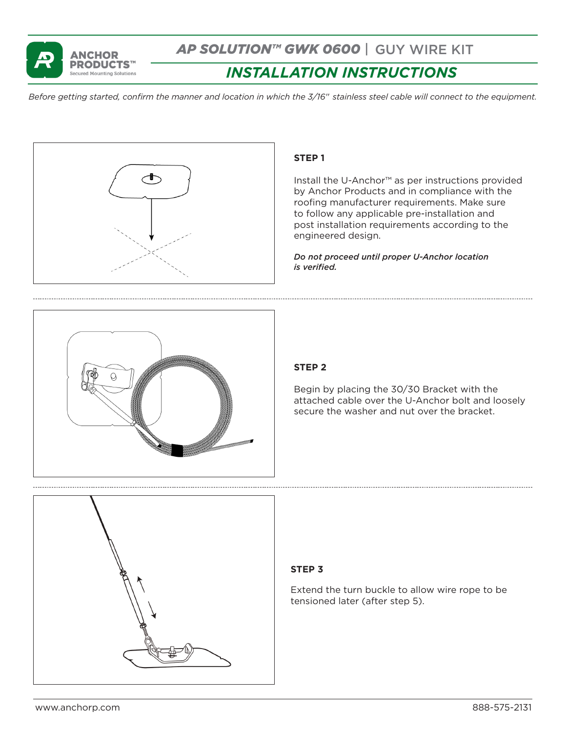# AP SOLUTION™ GWK 0600 | GUY WIRE KIT

## INSTALLATION INSTRUCTIONS

*Before getting started, confirm the manner and location in which the 3/16" stainless steel cable will connect to the equipment.*

### STEP 1

Install the U-Anchor™ as per instructions provided by Anchor Products and in compliance with the roofing manufacturer requirements. Make sure to follow any applicable pre-installation and post installation requirements according to the engineered design.

***Do not proceed until proper U-Anchor location is verified.***

### STEP 2

Begin by placing the 30/30 Bracket with the attached cable over the U-Anchor bolt and loosely secure the washer and nut over the bracket.

### STEP 3

Extend the turn buckle to allow wire rope to be tensioned later (after step 5).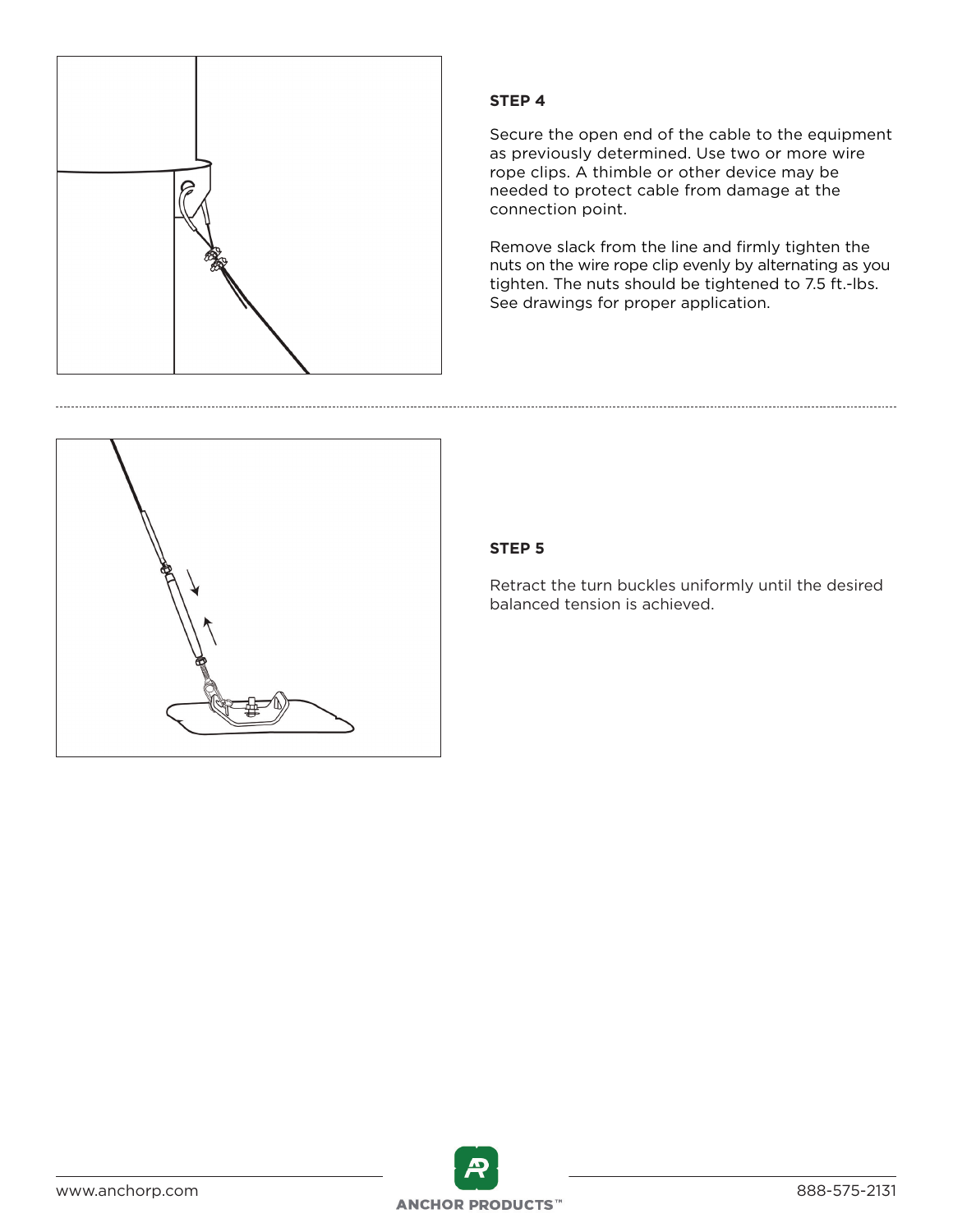### STEP 4

Secure the open end of the cable to the equipment as previously determined. Use two or more wire rope clips. A thimble or other device may be needed to protect cable from damage at the connection point.

Remove slack from the line and firmly tighten the nuts on the wire rope clip evenly by alternating as you tighten. The nuts should be tightened to 7.5 ft.-lbs. See drawings for proper application.

### STEP 5

Retract the turn buckles uniformly until the desired balanced tension is achieved.